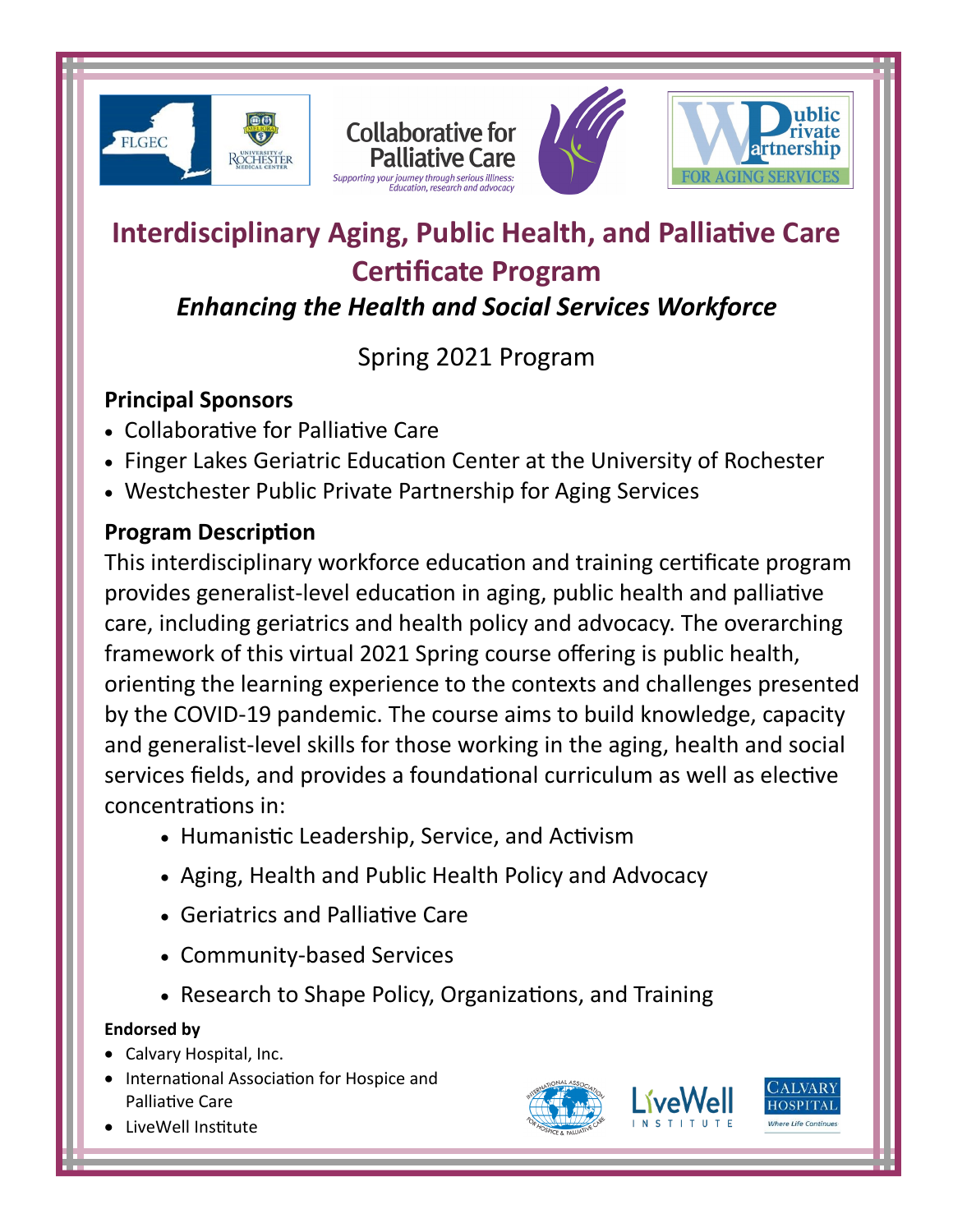# Interdisciplinary Aging, Public Health, and Palliative Care Certificate Program

## *Enhancing the Health and Social Services Workforce*

Spring 2021 Program

### Principal Sponsors

- Collaborative for Palliative Care
- Finger Lakes Geriatric Education Center at the University of Rochester
- Westchester Public Private Partnership for Aging Services

### Program Description

This interdisciplinary workforce education and training certificate program provides generalist-level education in aging, public health and palliative care, including geriatrics and health policy and advocacy. The overarching framework of this virtual 2021 Spring course offering is public health, orienting the learning experience to the contexts and challenges presented by the COVID-19 pandemic. The course aims to build knowledge, capacity and generalist-level skills for those working in the aging, health and social services fields, and provides a foundational curriculum as well as elective concentrations in:

- Humanistic Leadership, Service, and Activism
- Aging, Health and Public Health Policy and Advocacy
- Geriatrics and Palliative Care
- Community-based Services
- Research to Shape Policy, Organizations, and Training

**Endorsed by**

- Calvary Hospital, Inc.
- International Association for Hospice and Palliative Care
- LiveWell Institute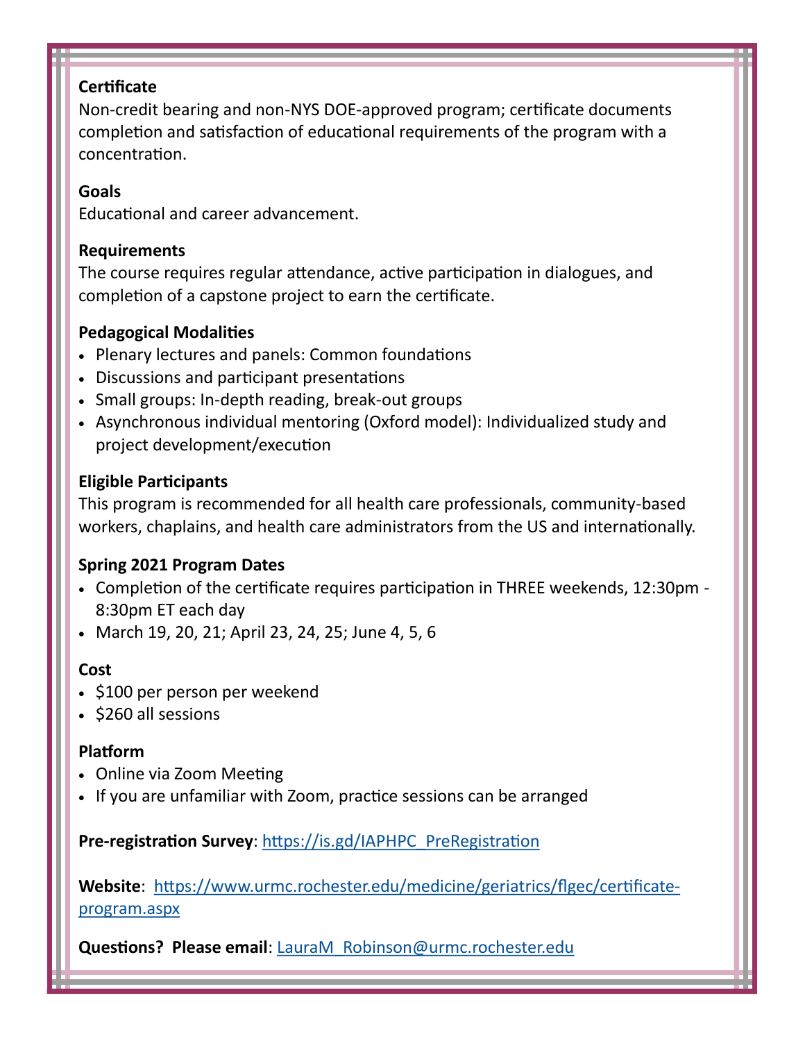**Certificate**

Non-credit bearing and non-NYS DOE-approved program; certificate documents completion and satisfaction of educational requirements of the program with a concentration.

**Goals**

Educational and career advancement.

**Requirements**

The course requires regular attendance, active participation in dialogues, and completion of a capstone project to earn the certificate.

**Pedagogical Modalities**

- Plenary lectures and panels: Common foundations
- Discussions and participant presentations
- Small groups: In-depth reading, break-out groups
- Asynchronous individual mentoring (Oxford model): Individualized study and project development/execution

**Eligible Participants**

This program is recommended for all health care professionals, community-based workers, chaplains, and health care administrators from the US and internationally.

**Spring 2021 Program Dates**

- Completion of the certificate requires participation in THREE weekends, 12:30pm - 8:30pm ET each day
- March 19, 20, 21; April 23, 24, 25; June 4, 5, 6

**Cost**

- $100 per person per weekend
- $260 all sessions

**Platform**

- Online via Zoom Meeting
- If you are unfamiliar with Zoom, practice sessions can be arranged

**Pre-registration Survey**: https://is.gd/IAPHPC_PreRegistration

**Website**: https://www.urmc.rochester.edu/medicine/geriatrics/flgec/certificate-program.aspx

**Questions? Please email**: LauraM_Robinson@urmc.rochester.edu